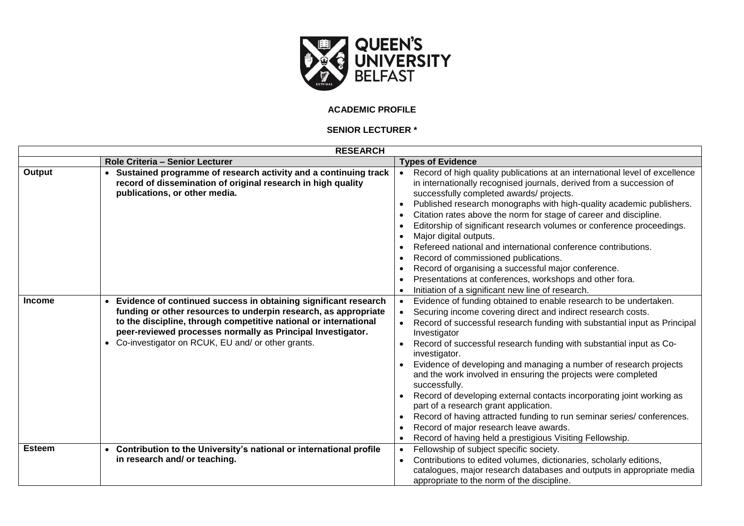QUEEN'S UNIVERSITY BELFAST

**ACADEMIC PROFILE**

**SENIOR LECTURER ***

| **RESEARCH** | | |
|---|---|---|
| | **Role Criteria – Senior Lecturer** | **Types of Evidence** |
| **Output** | • **Sustained programme of research activity and a continuing track record of dissemination of original research in high quality publications, or other media.** | • Record of high quality publications at an international level of excellence in internationally recognised journals, derived from a succession of successfully completed awards/ projects.<br>• Published research monographs with high-quality academic publishers.<br>• Citation rates above the norm for stage of career and discipline.<br>• Editorship of significant research volumes or conference proceedings.<br>• Major digital outputs.<br>• Refereed national and international conference contributions.<br>• Record of commissioned publications.<br>• Record of organising a successful major conference.<br>• Presentations at conferences, workshops and other fora.<br>• Initiation of a significant new line of research. |
| **Income** | • **Evidence of continued success in obtaining significant research funding or other resources to underpin research, as appropriate to the discipline, through competitive national or international peer-reviewed processes normally as Principal Investigator.**<br>• Co-investigator on RCUK, EU and/ or other grants. | • Evidence of funding obtained to enable research to be undertaken.<br>• Securing income covering direct and indirect research costs.<br>• Record of successful research funding with substantial input as Principal Investigator<br>• Record of successful research funding with substantial input as Co-investigator.<br>• Evidence of developing and managing a number of research projects and the work involved in ensuring the projects were completed successfully.<br>• Record of developing external contacts incorporating joint working as part of a research grant application.<br>• Record of having attracted funding to run seminar series/ conferences.<br>• Record of major research leave awards.<br>• Record of having held a prestigious Visiting Fellowship. |
| **Esteem** | • **Contribution to the University's national or international profile in research and/ or teaching.** | • Fellowship of subject specific society.<br>• Contributions to edited volumes, dictionaries, scholarly editions, catalogues, major research databases and outputs in appropriate media appropriate to the norm of the discipline. |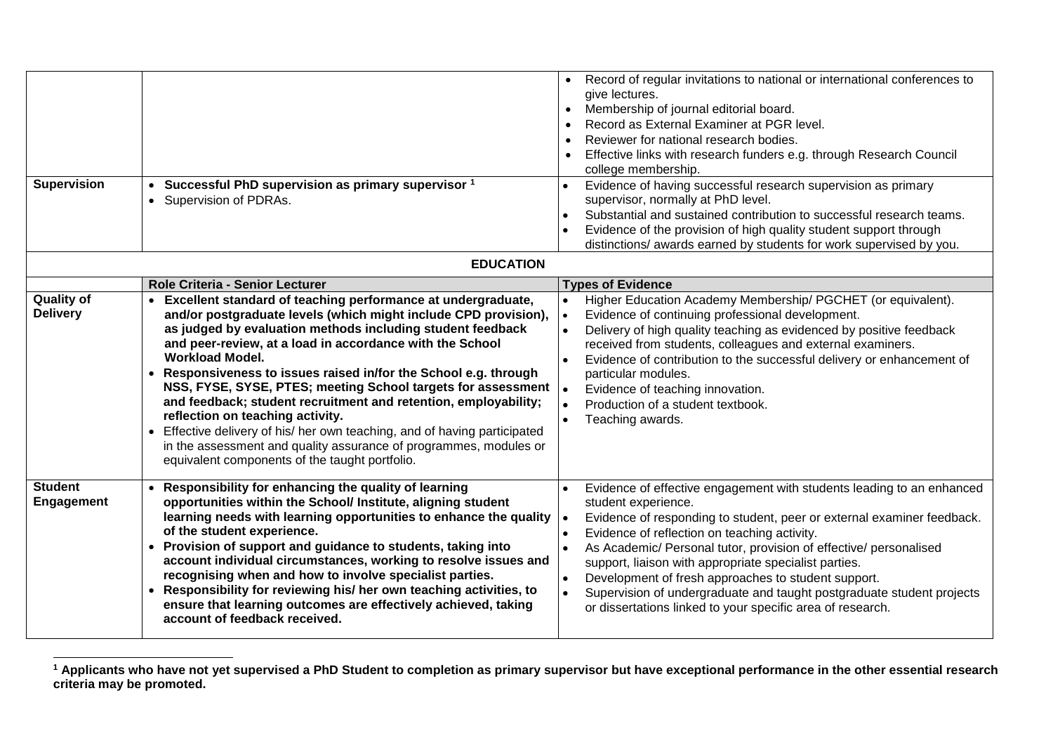| | | |
|---|---|---|
| | | • Record of regular invitations to national or international conferences to give lectures.<br>• Membership of journal editorial board.<br>• Record as External Examiner at PGR level.<br>• Reviewer for national research bodies.<br>• Effective links with research funders e.g. through Research Council college membership. |
| **Supervision** | • **Successful PhD supervision as primary supervisor [1]**<br>• Supervision of PDRAs. | • Evidence of having successful research supervision as primary supervisor, normally at PhD level.<br>• Substantial and sustained contribution to successful research teams.<br>• Evidence of the provision of high quality student support through distinctions/ awards earned by students for work supervised by you. |
| | **EDUCATION** | |
| | **Role Criteria - Senior Lecturer** | **Types of Evidence** |
| **Quality of Delivery** | • **Excellent standard of teaching performance at undergraduate, and/or postgraduate levels (which might include CPD provision), as judged by evaluation methods including student feedback and peer-review, at a load in accordance with the School Workload Model.**<br>• **Responsiveness to issues raised in/for the School e.g. through NSS, FYSE, SYSE, PTES; meeting School targets for assessment and feedback; student recruitment and retention, employability; reflection on teaching activity.**<br>• Effective delivery of his/ her own teaching, and of having participated in the assessment and quality assurance of programmes, modules or equivalent components of the taught portfolio. | • Higher Education Academy Membership/ PGCHET (or equivalent).<br>• Evidence of continuing professional development.<br>• Delivery of high quality teaching as evidenced by positive feedback received from students, colleagues and external examiners.<br>• Evidence of contribution to the successful delivery or enhancement of particular modules.<br>• Evidence of teaching innovation.<br>• Production of a student textbook.<br>• Teaching awards. |
| **Student Engagement** | • **Responsibility for enhancing the quality of learning opportunities within the School/ Institute, aligning student learning needs with learning opportunities to enhance the quality of the student experience.**<br>• **Provision of support and guidance to students, taking into account individual circumstances, working to resolve issues and recognising when and how to involve specialist parties.**<br>• **Responsibility for reviewing his/ her own teaching activities, to ensure that learning outcomes are effectively achieved, taking account of feedback received.** | • Evidence of effective engagement with students leading to an enhanced student experience.<br>• Evidence of responding to student, peer or external examiner feedback.<br>• Evidence of reflection on teaching activity.<br>• As Academic/ Personal tutor, provision of effective/ personalised support, liaison with appropriate specialist parties.<br>• Development of fresh approaches to student support.<br>• Supervision of undergraduate and taught postgraduate student projects or dissertations linked to your specific area of research. |

**[1] Applicants who have not yet supervised a PhD Student to completion as primary supervisor but have exceptional performance in the other essential research criteria may be promoted.**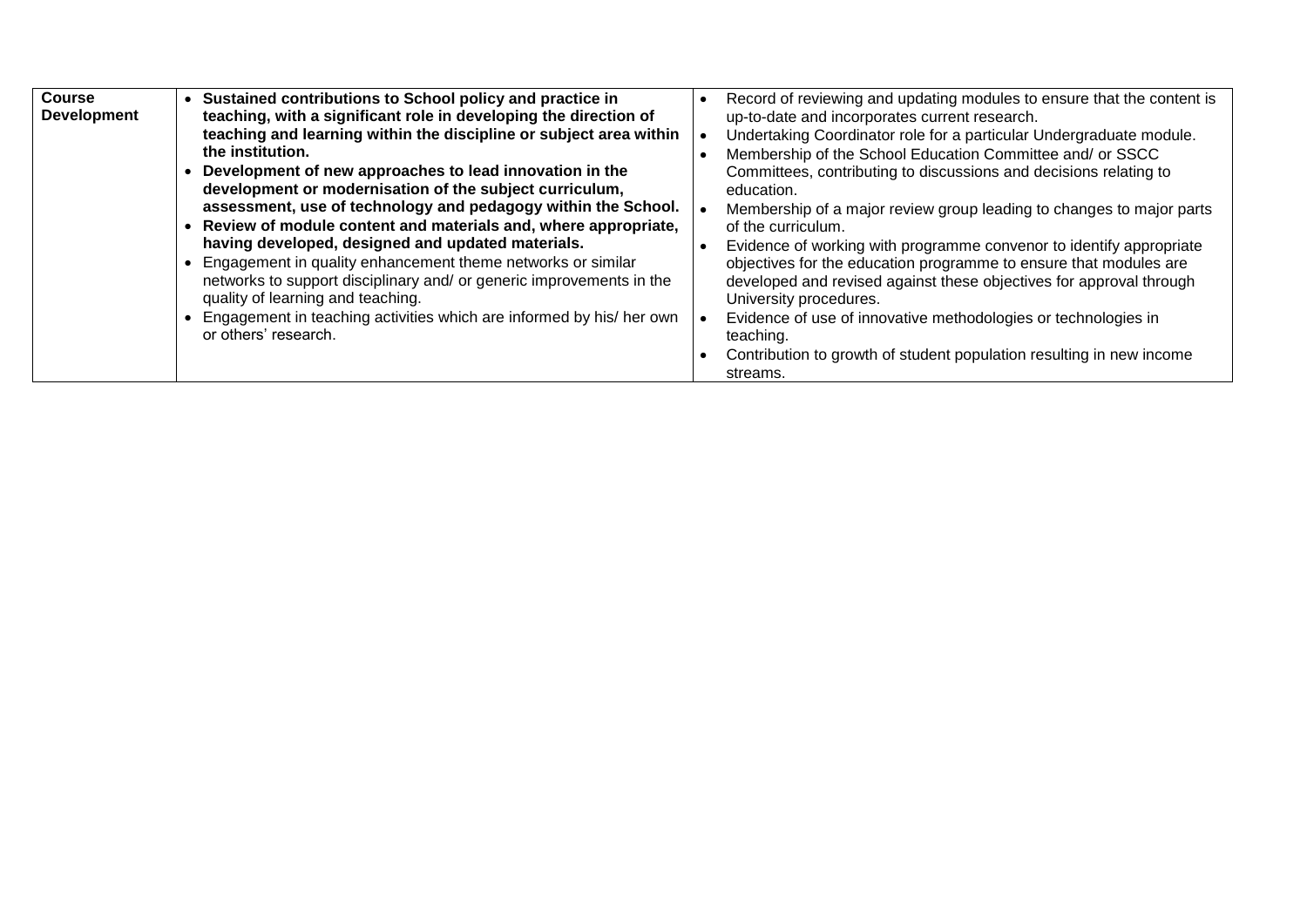| | | |
|---|---|---|
| **Course Development** | • **Sustained contributions to School policy and practice in teaching, with a significant role in developing the direction of teaching and learning within the discipline or subject area within the institution.**<br>• **Development of new approaches to lead innovation in the development or modernisation of the subject curriculum, assessment, use of technology and pedagogy within the School.**<br>• **Review of module content and materials and, where appropriate, having developed, designed and updated materials.**<br>• Engagement in quality enhancement theme networks or similar networks to support disciplinary and/ or generic improvements in the quality of learning and teaching.<br>• Engagement in teaching activities which are informed by his/ her own or others' research. | • Record of reviewing and updating modules to ensure that the content is up-to-date and incorporates current research.<br>• Undertaking Coordinator role for a particular Undergraduate module.<br>• Membership of the School Education Committee and/ or SSCC Committees, contributing to discussions and decisions relating to education.<br>• Membership of a major review group leading to changes to major parts of the curriculum.<br>• Evidence of working with programme convenor to identify appropriate objectives for the education programme to ensure that modules are developed and revised against these objectives for approval through University procedures.<br>• Evidence of use of innovative methodologies or technologies in teaching.<br>• Contribution to growth of student population resulting in new income streams. |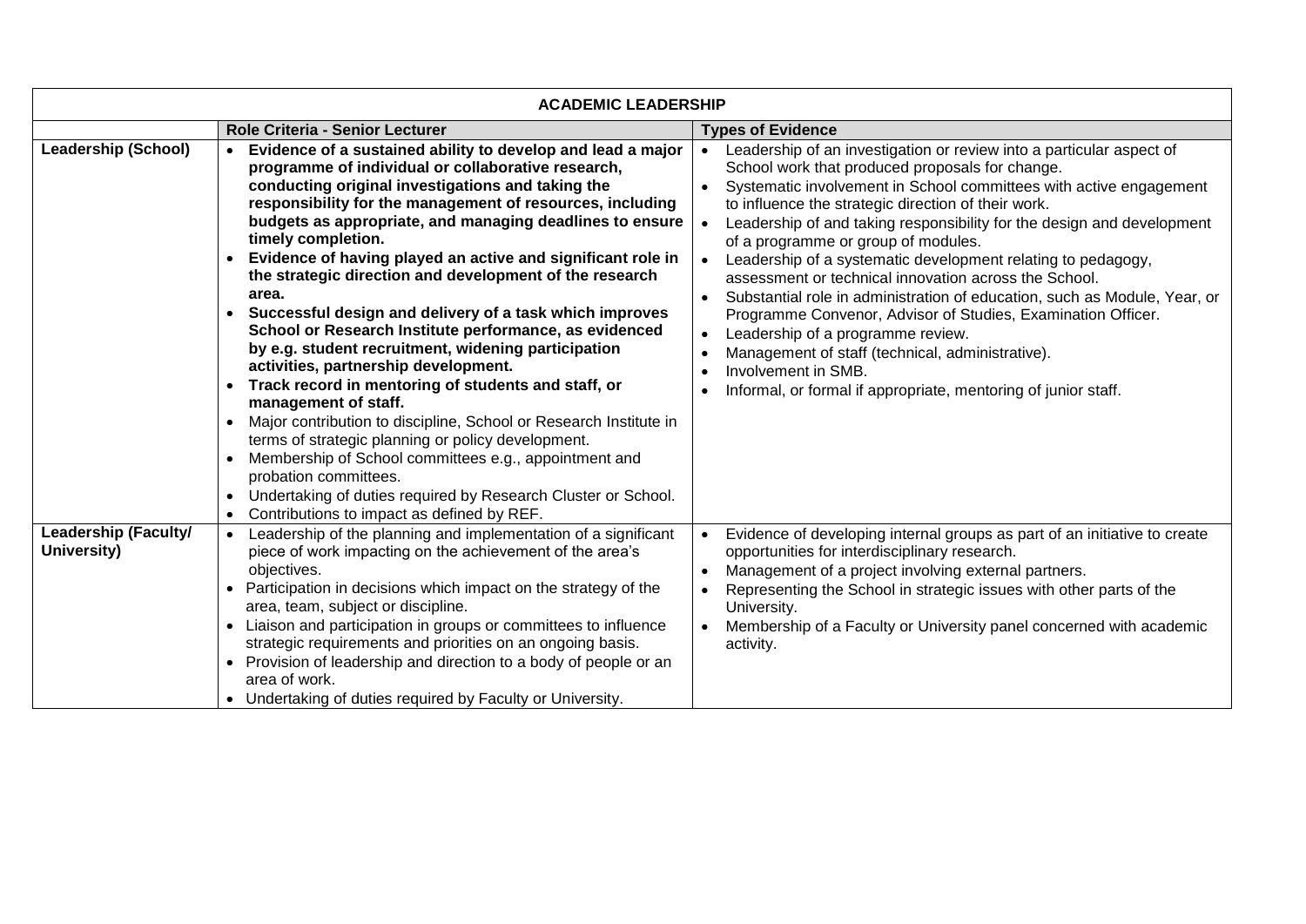| ACADEMIC LEADERSHIP | | |
|---|---|---|
| | **Role Criteria - Senior Lecturer** | **Types of Evidence** |
| **Leadership (School)** | • **Evidence of a sustained ability to develop and lead a major programme of individual or collaborative research, conducting original investigations and taking the responsibility for the management of resources, including budgets as appropriate, and managing deadlines to ensure timely completion.**<br>• **Evidence of having played an active and significant role in the strategic direction and development of the research area.**<br>• **Successful design and delivery of a task which improves School or Research Institute performance, as evidenced by e.g. student recruitment, widening participation activities, partnership development.**<br>• **Track record in mentoring of students and staff, or management of staff.**<br>• Major contribution to discipline, School or Research Institute in terms of strategic planning or policy development.<br>• Membership of School committees e.g., appointment and probation committees.<br>• Undertaking of duties required by Research Cluster or School.<br>• Contributions to impact as defined by REF. | • Leadership of an investigation or review into a particular aspect of School work that produced proposals for change.<br>• Systematic involvement in School committees with active engagement to influence the strategic direction of their work.<br>• Leadership of and taking responsibility for the design and development of a programme or group of modules.<br>• Leadership of a systematic development relating to pedagogy, assessment or technical innovation across the School.<br>• Substantial role in administration of education, such as Module, Year, or Programme Convenor, Advisor of Studies, Examination Officer.<br>• Leadership of a programme review.<br>• Management of staff (technical, administrative).<br>• Involvement in SMB.<br>• Informal, or formal if appropriate, mentoring of junior staff. |
| **Leadership (Faculty/ University)** | • Leadership of the planning and implementation of a significant piece of work impacting on the achievement of the area's objectives.<br>• Participation in decisions which impact on the strategy of the area, team, subject or discipline.<br>• Liaison and participation in groups or committees to influence strategic requirements and priorities on an ongoing basis.<br>• Provision of leadership and direction to a body of people or an area of work.<br>• Undertaking of duties required by Faculty or University. | • Evidence of developing internal groups as part of an initiative to create opportunities for interdisciplinary research.<br>• Management of a project involving external partners.<br>• Representing the School in strategic issues with other parts of the University.<br>• Membership of a Faculty or University panel concerned with academic activity. |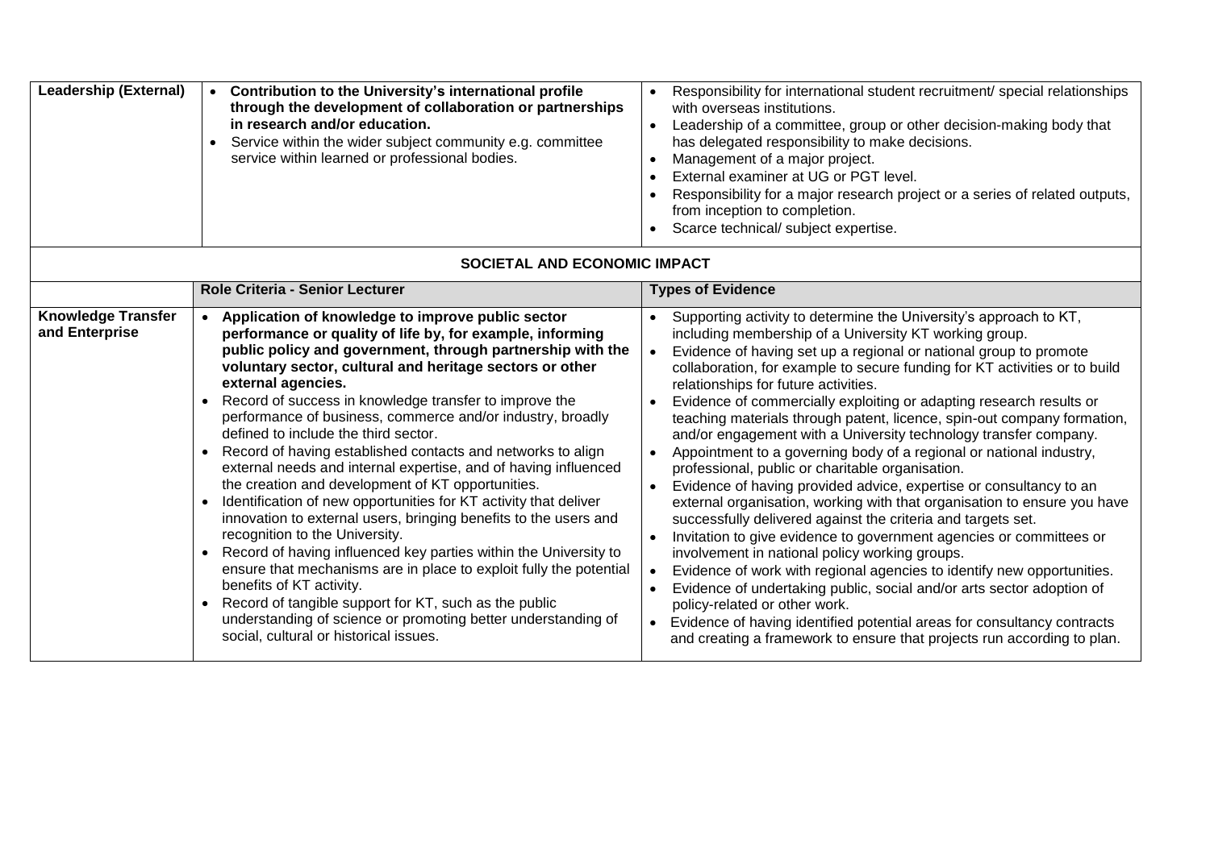| | | |
|---|---|---|
| **Leadership (External)** | • **Contribution to the University's international profile through the development of collaboration or partnerships in research and/or education.**<br>• Service within the wider subject community e.g. committee service within learned or professional bodies. | • Responsibility for international student recruitment/ special relationships with overseas institutions.<br>• Leadership of a committee, group or other decision-making body that has delegated responsibility to make decisions.<br>• Management of a major project.<br>• External examiner at UG or PGT level.<br>• Responsibility for a major research project or a series of related outputs, from inception to completion.<br>• Scarce technical/ subject expertise. |
| **SOCIETAL AND ECONOMIC IMPACT** | | |
| | **Role Criteria - Senior Lecturer** | **Types of Evidence** |
| **Knowledge Transfer and Enterprise** | • **Application of knowledge to improve public sector performance or quality of life by, for example, informing public policy and government, through partnership with the voluntary sector, cultural and heritage sectors or other external agencies.**<br>• Record of success in knowledge transfer to improve the performance of business, commerce and/or industry, broadly defined to include the third sector.<br>• Record of having established contacts and networks to align external needs and internal expertise, and of having influenced the creation and development of KT opportunities.<br>• Identification of new opportunities for KT activity that deliver innovation to external users, bringing benefits to the users and recognition to the University.<br>• Record of having influenced key parties within the University to ensure that mechanisms are in place to exploit fully the potential benefits of KT activity.<br>• Record of tangible support for KT, such as the public understanding of science or promoting better understanding of social, cultural or historical issues. | • Supporting activity to determine the University's approach to KT, including membership of a University KT working group.<br>• Evidence of having set up a regional or national group to promote collaboration, for example to secure funding for KT activities or to build relationships for future activities.<br>• Evidence of commercially exploiting or adapting research results or teaching materials through patent, licence, spin-out company formation, and/or engagement with a University technology transfer company.<br>• Appointment to a governing body of a regional or national industry, professional, public or charitable organisation.<br>• Evidence of having provided advice, expertise or consultancy to an external organisation, working with that organisation to ensure you have successfully delivered against the criteria and targets set.<br>• Invitation to give evidence to government agencies or committees or involvement in national policy working groups.<br>• Evidence of work with regional agencies to identify new opportunities.<br>• Evidence of undertaking public, social and/or arts sector adoption of policy-related or other work.<br>• Evidence of having identified potential areas for consultancy contracts and creating a framework to ensure that projects run according to plan. |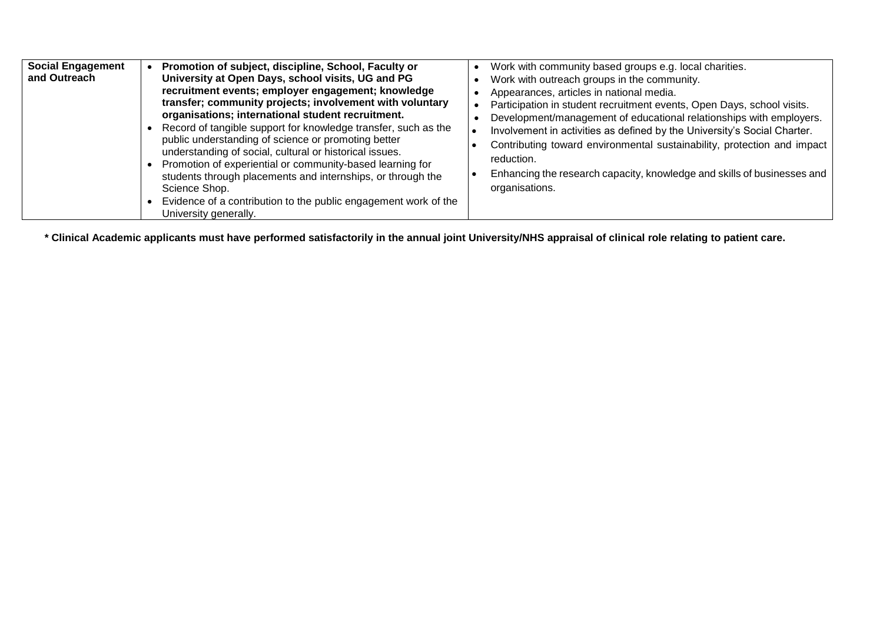| | | |
|---|---|---|
| **Social Engagement and Outreach** | • **Promotion of subject, discipline, School, Faculty or University at Open Days, school visits, UG and PG recruitment events; employer engagement; knowledge transfer; community projects; involvement with voluntary organisations; international student recruitment.**<br>• Record of tangible support for knowledge transfer, such as the public understanding of science or promoting better understanding of social, cultural or historical issues.<br>• Promotion of experiential or community-based learning for students through placements and internships, or through the Science Shop.<br>• Evidence of a contribution to the public engagement work of the University generally. | • Work with community based groups e.g. local charities.<br>• Work with outreach groups in the community.<br>• Appearances, articles in national media.<br>• Participation in student recruitment events, Open Days, school visits.<br>• Development/management of educational relationships with employers.<br>• Involvement in activities as defined by the University's Social Charter.<br>• Contributing toward environmental sustainability, protection and impact reduction.<br>• Enhancing the research capacity, knowledge and skills of businesses and organisations. |

**\* Clinical Academic applicants must have performed satisfactorily in the annual joint University/NHS appraisal of clinical role relating to patient care.**